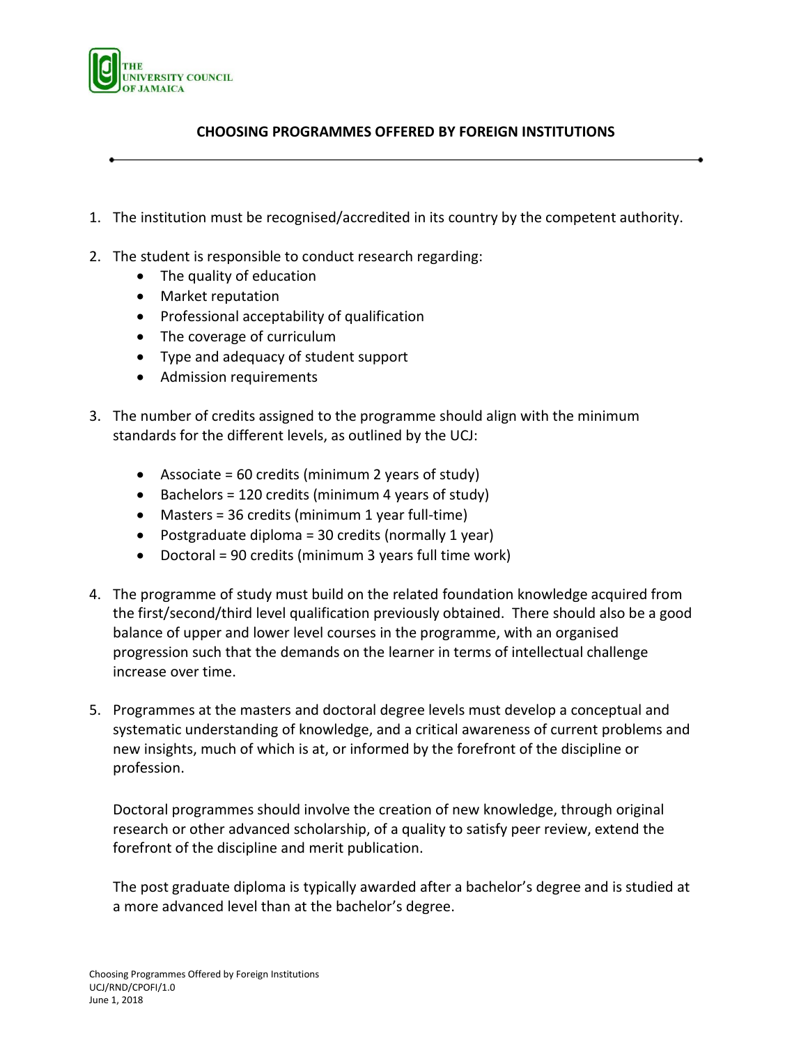THE
UNIVERSITY COUNCIL
OF JAMAICA

# CHOOSING PROGRAMMES OFFERED BY FOREIGN INSTITUTIONS

1. The institution must be recognised/accredited in its country by the competent authority.

2. The student is responsible to conduct research regarding:
   - The quality of education
   - Market reputation
   - Professional acceptability of qualification
   - The coverage of curriculum
   - Type and adequacy of student support
   - Admission requirements

3. The number of credits assigned to the programme should align with the minimum standards for the different levels, as outlined by the UCJ:

   - Associate = 60 credits (minimum 2 years of study)
   - Bachelors = 120 credits (minimum 4 years of study)
   - Masters = 36 credits (minimum 1 year full-time)
   - Postgraduate diploma = 30 credits (normally 1 year)
   - Doctoral = 90 credits (minimum 3 years full time work)

4. The programme of study must build on the related foundation knowledge acquired from the first/second/third level qualification previously obtained. There should also be a good balance of upper and lower level courses in the programme, with an organised progression such that the demands on the learner in terms of intellectual challenge increase over time.

5. Programmes at the masters and doctoral degree levels must develop a conceptual and systematic understanding of knowledge, and a critical awareness of current problems and new insights, much of which is at, or informed by the forefront of the discipline or profession.

   Doctoral programmes should involve the creation of new knowledge, through original research or other advanced scholarship, of a quality to satisfy peer review, extend the forefront of the discipline and merit publication.

   The post graduate diploma is typically awarded after a bachelor's degree and is studied at a more advanced level than at the bachelor's degree.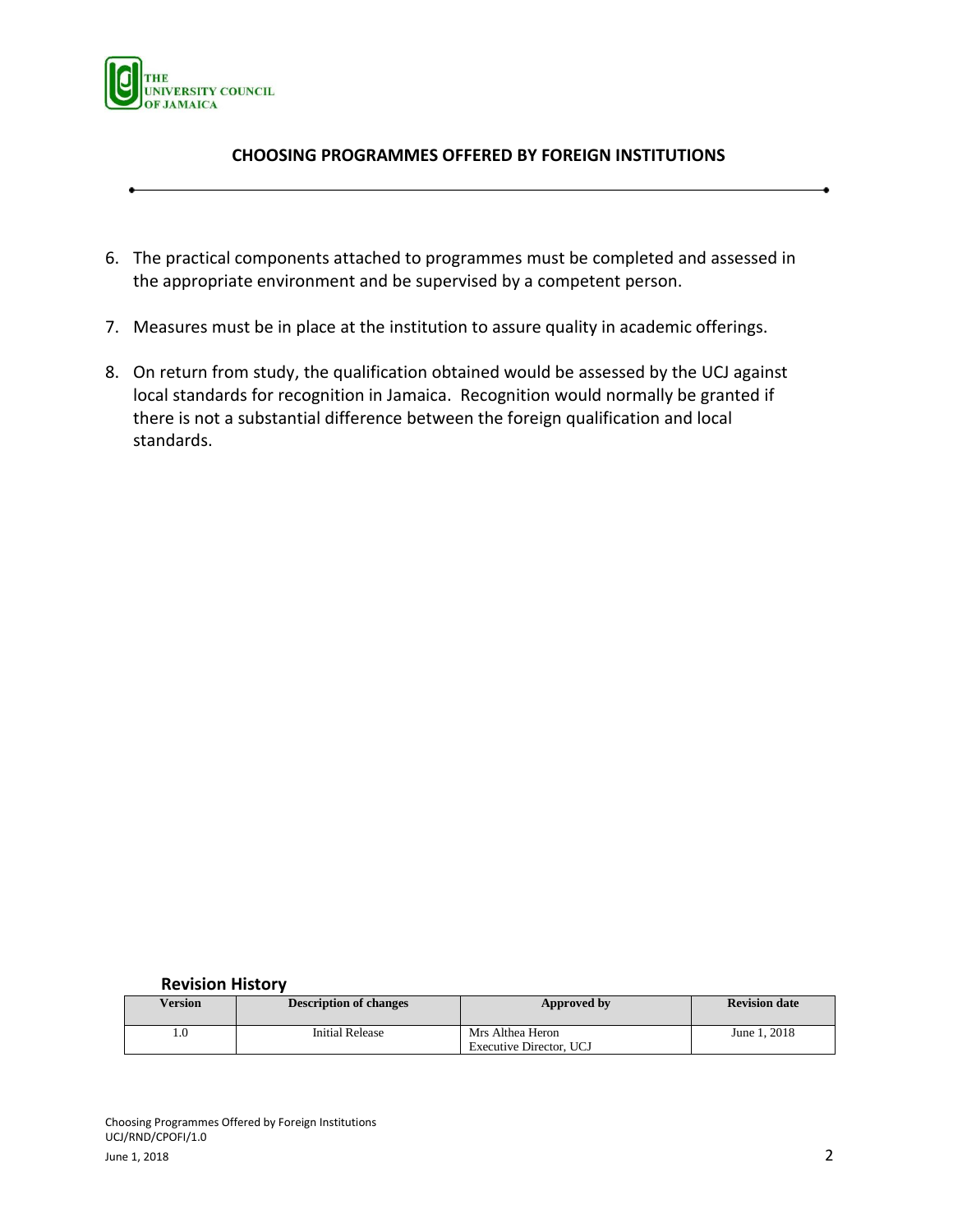6. The practical components attached to programmes must be completed and assessed in the appropriate environment and be supervised by a competent person.

7. Measures must be in place at the institution to assure quality in academic offerings.

8. On return from study, the qualification obtained would be assessed by the UCJ against local standards for recognition in Jamaica. Recognition would normally be granted if there is not a substantial difference between the foreign qualification and local standards.

**Revision History**

| Version | Description of changes | Approved by | Revision date |
|---|---|---|---|
| 1.0 | Initial Release | Mrs Althea Heron<br>Executive Director, UCJ | June 1, 2018 |